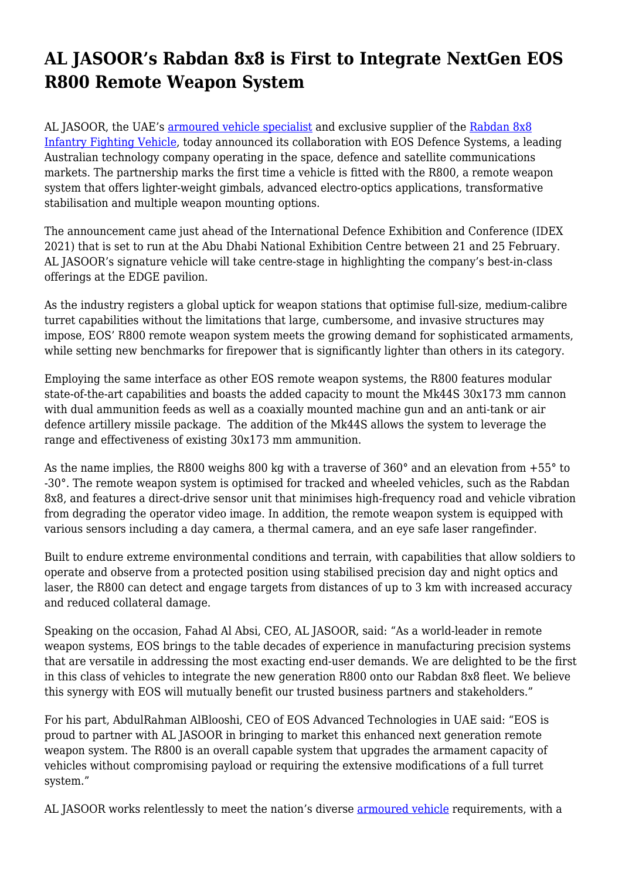# AL JASOOR's Rabdan 8x8 is First to Integrate NextGen EOS R800 Remote Weapon System

AL JASOOR, the UAE's armoured vehicle specialist and exclusive supplier of the Rabdan 8x8 Infantry Fighting Vehicle, today announced its collaboration with EOS Defence Systems, a leading Australian technology company operating in the space, defence and satellite communications markets. The partnership marks the first time a vehicle is fitted with the R800, a remote weapon system that offers lighter-weight gimbals, advanced electro-optics applications, transformative stabilisation and multiple weapon mounting options.

The announcement came just ahead of the International Defence Exhibition and Conference (IDEX 2021) that is set to run at the Abu Dhabi National Exhibition Centre between 21 and 25 February. AL JASOOR's signature vehicle will take centre-stage in highlighting the company's best-in-class offerings at the EDGE pavilion.

As the industry registers a global uptick for weapon stations that optimise full-size, medium-calibre turret capabilities without the limitations that large, cumbersome, and invasive structures may impose, EOS' R800 remote weapon system meets the growing demand for sophisticated armaments, while setting new benchmarks for firepower that is significantly lighter than others in its category.

Employing the same interface as other EOS remote weapon systems, the R800 features modular state-of-the-art capabilities and boasts the added capacity to mount the Mk44S 30x173 mm cannon with dual ammunition feeds as well as a coaxially mounted machine gun and an anti-tank or air defence artillery missile package. The addition of the Mk44S allows the system to leverage the range and effectiveness of existing 30x173 mm ammunition.

As the name implies, the R800 weighs 800 kg with a traverse of 360° and an elevation from +55° to -30°. The remote weapon system is optimised for tracked and wheeled vehicles, such as the Rabdan 8x8, and features a direct-drive sensor unit that minimises high-frequency road and vehicle vibration from degrading the operator video image. In addition, the remote weapon system is equipped with various sensors including a day camera, a thermal camera, and an eye safe laser rangefinder.

Built to endure extreme environmental conditions and terrain, with capabilities that allow soldiers to operate and observe from a protected position using stabilised precision day and night optics and laser, the R800 can detect and engage targets from distances of up to 3 km with increased accuracy and reduced collateral damage.

Speaking on the occasion, Fahad Al Absi, CEO, AL JASOOR, said: "As a world-leader in remote weapon systems, EOS brings to the table decades of experience in manufacturing precision systems that are versatile in addressing the most exacting end-user demands. We are delighted to be the first in this class of vehicles to integrate the new generation R800 onto our Rabdan 8x8 fleet. We believe this synergy with EOS will mutually benefit our trusted business partners and stakeholders."

For his part, AbdulRahman AlBlooshi, CEO of EOS Advanced Technologies in UAE said: "EOS is proud to partner with AL JASOOR in bringing to market this enhanced next generation remote weapon system. The R800 is an overall capable system that upgrades the armament capacity of vehicles without compromising payload or requiring the extensive modifications of a full turret system."

AL JASOOR works relentlessly to meet the nation's diverse armoured vehicle requirements, with a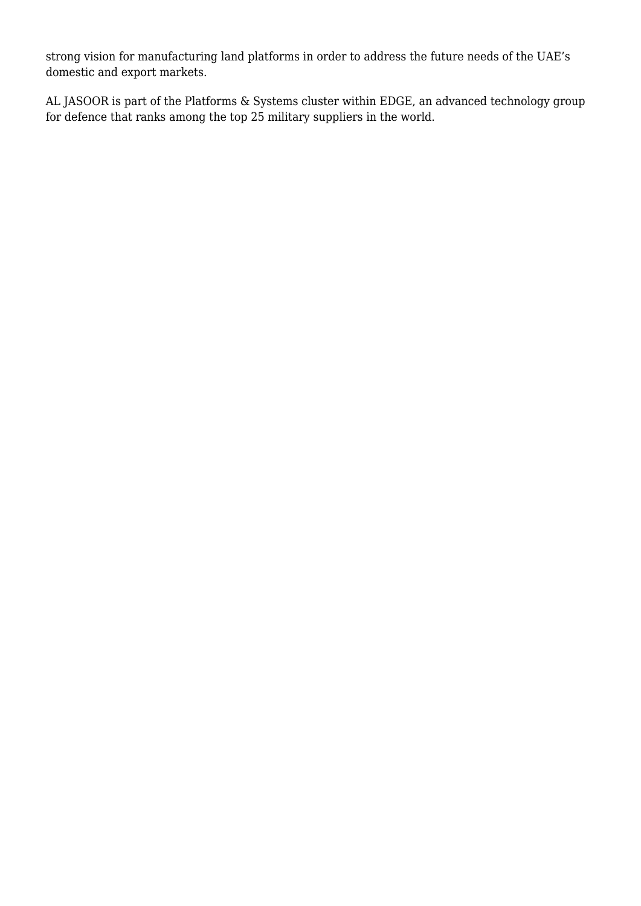strong vision for manufacturing land platforms in order to address the future needs of the UAE's domestic and export markets.

AL JASOOR is part of the Platforms & Systems cluster within EDGE, an advanced technology group for defence that ranks among the top 25 military suppliers in the world.